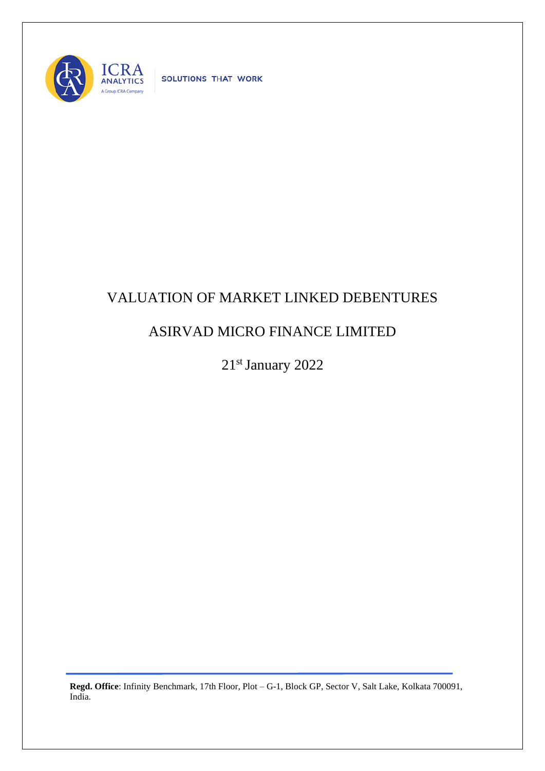ICRA ANALYTICS

A Group ICRA Company

SOLUTIONS THAT WORK

# VALUATION OF MARKET LINKED DEBENTURES

## ASIRVAD MICRO FINANCE LIMITED

21st January 2022

**Regd. Office**: Infinity Benchmark, 17th Floor, Plot – G-1, Block GP, Sector V, Salt Lake, Kolkata 700091, India.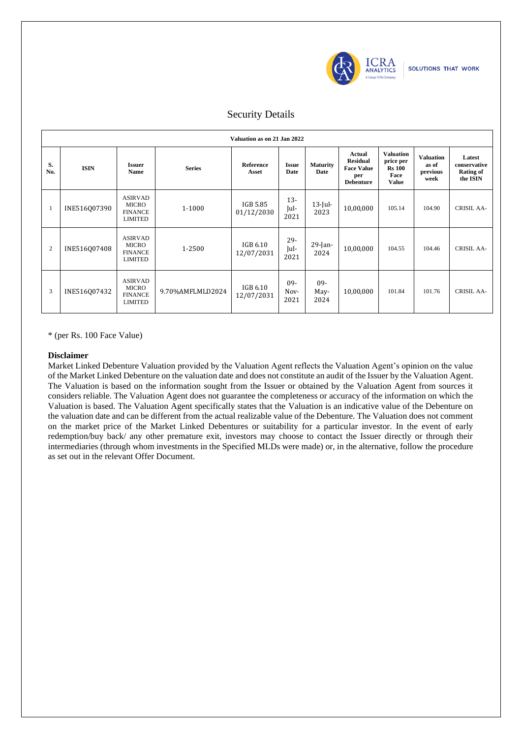# Security Details

| Valuation as on 21 Jan 2022 | | | | | | | | | | |
|---|---|---|---|---|---|---|---|---|---|---|
| **S. No.** | **ISIN** | **Issuer Name** | **Series** | **Reference Asset** | **Issue Date** | **Maturity Date** | **Actual Residual Face Value per Debenture** | **Valuation price per Rs 100 Face Value** | **Valuation as of previous week** | **Latest conservative Rating of the ISIN** |
| 1 | INE516Q07390 | ASIRVAD MICRO FINANCE LIMITED | 1-1000 | IGB 5.85 01/12/2030 | 13-Jul-2021 | 13-Jul-2023 | 10,00,000 | 105.14 | 104.90 | CRISIL AA- |
| 2 | INE516Q07408 | ASIRVAD MICRO FINANCE LIMITED | 1-2500 | IGB 6.10 12/07/2031 | 29-Jul-2021 | 29-Jan-2024 | 10,00,000 | 104.55 | 104.46 | CRISIL AA- |
| 3 | INE516Q07432 | ASIRVAD MICRO FINANCE LIMITED | 9.70%AMFLMLD2024 | IGB 6.10 12/07/2031 | 09-Nov-2021 | 09-May-2024 | 10,00,000 | 101.84 | 101.76 | CRISIL AA- |

* (per Rs. 100 Face Value)

**Disclaimer**

Market Linked Debenture Valuation provided by the Valuation Agent reflects the Valuation Agent's opinion on the value of the Market Linked Debenture on the valuation date and does not constitute an audit of the Issuer by the Valuation Agent. The Valuation is based on the information sought from the Issuer or obtained by the Valuation Agent from sources it considers reliable. The Valuation Agent does not guarantee the completeness or accuracy of the information on which the Valuation is based. The Valuation Agent specifically states that the Valuation is an indicative value of the Debenture on the valuation date and can be different from the actual realizable value of the Debenture. The Valuation does not comment on the market price of the Market Linked Debentures or suitability for a particular investor. In the event of early redemption/buy back/ any other premature exit, investors may choose to contact the Issuer directly or through their intermediaries (through whom investments in the Specified MLDs were made) or, in the alternative, follow the procedure as set out in the relevant Offer Document.